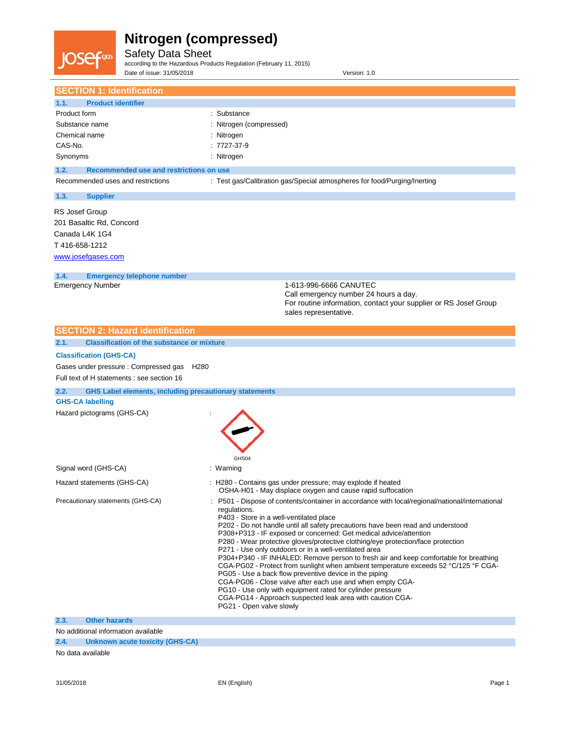# Nitrogen (compressed)

## Safety Data Sheet

according to the Hazardous Products Regulation (February 11, 2015)

Date of issue: 31/05/2018 Version: 1.0

## SECTION 1: Identification

### 1.1. Product identifier

| | |
|---|---|
| Product form | : Substance |
| Substance name | : Nitrogen (compressed) |
| Chemical name | : Nitrogen |
| CAS-No. | : 7727-37-9 |
| Synonyms | : Nitrogen |

### 1.2. Recommended use and restrictions on use

| | |
|---|---|
| Recommended uses and restrictions | : Test gas/Calibration gas/Special atmospheres for food/Purging/Inerting |

### 1.3. Supplier

RS Josef Group
201 Basaltic Rd, Concord
Canada L4K 1G4
T 416-658-1212
www.josefgases.com

### 1.4. Emergency telephone number

| | |
|---|---|
| Emergency Number | 1-613-996-6666 CANUTEC<br>Call emergency number 24 hours a day.<br>For routine information, contact your supplier or RS Josef Group sales representative. |

## SECTION 2: Hazard identification

### 2.1. Classification of the substance or mixture

**Classification (GHS-CA)**

Gases under pressure : Compressed gas H280

Full text of H statements : see section 16

### 2.2. GHS Label elements, including precautionary statements

**GHS-CA labelling**

| | |
|---|---|
| Hazard pictograms (GHS-CA) | : GHS04 |
| Signal word (GHS-CA) | : Warning |
| Hazard statements (GHS-CA) | : H280 - Contains gas under pressure; may explode if heated<br>OSHA-H01 - May displace oxygen and cause rapid suffocation |
| Precautionary statements (GHS-CA) | : P501 - Dispose of contents/container in accordance with local/regional/national/international regulations.<br>P403 - Store in a well-ventilated place<br>P202 - Do not handle until all safety precautions have been read and understood<br>P308+P313 - IF exposed or concerned: Get medical advice/attention<br>P280 - Wear protective gloves/protective clothing/eye protection/face protection<br>P271 - Use only outdoors or in a well-ventilated area<br>P304+P340 - IF INHALED: Remove person to fresh air and keep comfortable for breathing<br>CGA-PG02 - Protect from sunlight when ambient temperature exceeds 52 °C/125 °F CGA-PG05 - Use a back flow preventive device in the piping<br>CGA-PG06 - Close valve after each use and when empty CGA-PG10 - Use only with equipment rated for cylinder pressure<br>CGA-PG14 - Approach suspected leak area with caution CGA-PG21 - Open valve slowly |

### 2.3. Other hazards

No additional information available

### 2.4. Unknown acute toxicity (GHS-CA)

No data available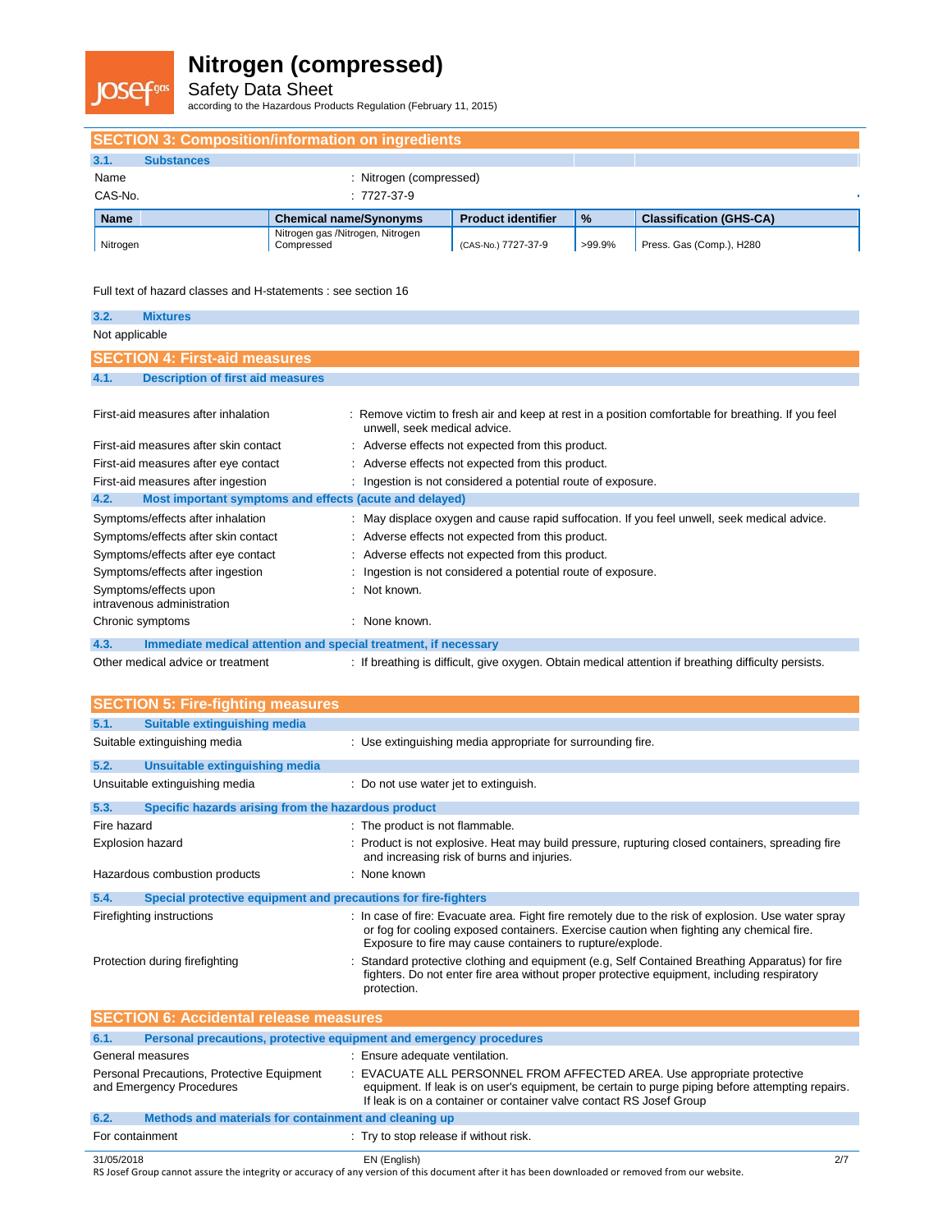## SECTION 3: Composition/information on ingredients

### 3.1. Substances

| | |
|---|---|
| Name | : Nitrogen (compressed) |
| CAS-No. | : 7727-37-9 |

| Name | Chemical name/Synonyms | Product identifier | % | Classification (GHS-CA) |
|---|---|---|---|---|
| Nitrogen | Nitrogen gas /Nitrogen, Nitrogen Compressed | (CAS-No.) 7727-37-9 | >99.9% | Press. Gas (Comp.), H280 |

Full text of hazard classes and H-statements : see section 16

### 3.2. Mixtures

Not applicable

## SECTION 4: First-aid measures

### 4.1. Description of first aid measures

| | |
|---|---|
| First-aid measures after inhalation | : Remove victim to fresh air and keep at rest in a position comfortable for breathing. If you feel unwell, seek medical advice. |
| First-aid measures after skin contact | : Adverse effects not expected from this product. |
| First-aid measures after eye contact | : Adverse effects not expected from this product. |
| First-aid measures after ingestion | : Ingestion is not considered a potential route of exposure. |

### 4.2. Most important symptoms and effects (acute and delayed)

| | |
|---|---|
| Symptoms/effects after inhalation | : May displace oxygen and cause rapid suffocation. If you feel unwell, seek medical advice. |
| Symptoms/effects after skin contact | : Adverse effects not expected from this product. |
| Symptoms/effects after eye contact | : Adverse effects not expected from this product. |
| Symptoms/effects after ingestion | : Ingestion is not considered a potential route of exposure. |
| Symptoms/effects upon intravenous administration | : Not known. |
| Chronic symptoms | : None known. |

### 4.3. Immediate medical attention and special treatment, if necessary

| | |
|---|---|
| Other medical advice or treatment | : If breathing is difficult, give oxygen. Obtain medical attention if breathing difficulty persists. |

## SECTION 5: Fire-fighting measures

### 5.1. Suitable extinguishing media

| | |
|---|---|
| Suitable extinguishing media | : Use extinguishing media appropriate for surrounding fire. |

### 5.2. Unsuitable extinguishing media

| | |
|---|---|
| Unsuitable extinguishing media | : Do not use water jet to extinguish. |

### 5.3. Specific hazards arising from the hazardous product

| | |
|---|---|
| Fire hazard | : The product is not flammable. |
| Explosion hazard | : Product is not explosive. Heat may build pressure, rupturing closed containers, spreading fire and increasing risk of burns and injuries. |
| Hazardous combustion products | : None known |

### 5.4. Special protective equipment and precautions for fire-fighters

| | |
|---|---|
| Firefighting instructions | : In case of fire: Evacuate area. Fight fire remotely due to the risk of explosion. Use water spray or fog for cooling exposed containers. Exercise caution when fighting any chemical fire. Exposure to fire may cause containers to rupture/explode. |
| Protection during firefighting | : Standard protective clothing and equipment (e.g, Self Contained Breathing Apparatus) for fire fighters. Do not enter fire area without proper protective equipment, including respiratory protection. |

## SECTION 6: Accidental release measures

### 6.1. Personal precautions, protective equipment and emergency procedures

| | |
|---|---|
| General measures | : Ensure adequate ventilation. |
| Personal Precautions, Protective Equipment and Emergency Procedures | : EVACUATE ALL PERSONNEL FROM AFFECTED AREA. Use appropriate protective equipment. If leak is on user's equipment, be certain to purge piping before attempting repairs. If leak is on a container or container valve contact RS Josef Group |

### 6.2. Methods and materials for containment and cleaning up

| | |
|---|---|
| For containment | : Try to stop release if without risk. |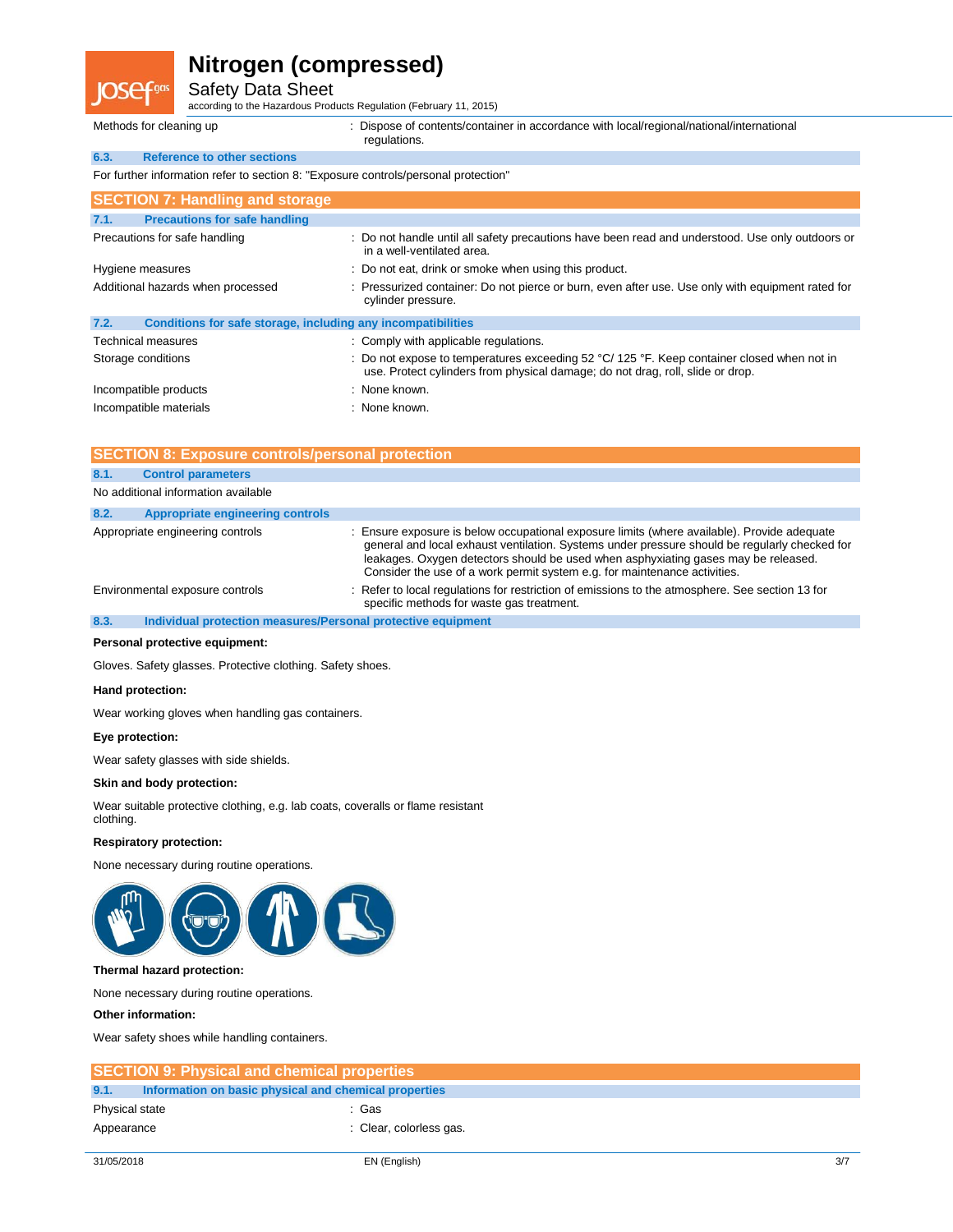| | |
|---|---|
| Methods for cleaning up | : Dispose of contents/container in accordance with local/regional/national/international regulations. |

### 6.3. Reference to other sections

For further information refer to section 8: "Exposure controls/personal protection"

## SECTION 7: Handling and storage

### 7.1. Precautions for safe handling

| | |
|---|---|
| Precautions for safe handling | : Do not handle until all safety precautions have been read and understood. Use only outdoors or in a well-ventilated area. |
| Hygiene measures | : Do not eat, drink or smoke when using this product. |
| Additional hazards when processed | : Pressurized container: Do not pierce or burn, even after use. Use only with equipment rated for cylinder pressure. |

### 7.2. Conditions for safe storage, including any incompatibilities

| | |
|---|---|
| Technical measures | : Comply with applicable regulations. |
| Storage conditions | : Do not expose to temperatures exceeding 52 °C/ 125 °F. Keep container closed when not in use. Protect cylinders from physical damage; do not drag, roll, slide or drop. |
| Incompatible products | : None known. |
| Incompatible materials | : None known. |

## SECTION 8: Exposure controls/personal protection

### 8.1. Control parameters

No additional information available

### 8.2. Appropriate engineering controls

| | |
|---|---|
| Appropriate engineering controls | : Ensure exposure is below occupational exposure limits (where available). Provide adequate general and local exhaust ventilation. Systems under pressure should be regularly checked for leakages. Oxygen detectors should be used when asphyxiating gases may be released. Consider the use of a work permit system e.g. for maintenance activities. |
| Environmental exposure controls | : Refer to local regulations for restriction of emissions to the atmosphere. See section 13 for specific methods for waste gas treatment. |

### 8.3. Individual protection measures/Personal protective equipment

**Personal protective equipment:**

Gloves. Safety glasses. Protective clothing. Safety shoes.

**Hand protection:**

Wear working gloves when handling gas containers.

**Eye protection:**

Wear safety glasses with side shields.

**Skin and body protection:**

Wear suitable protective clothing, e.g. lab coats, coveralls or flame resistant clothing.

**Respiratory protection:**

None necessary during routine operations.

**Thermal hazard protection:**

None necessary during routine operations.

**Other information:**

Wear safety shoes while handling containers.

## SECTION 9: Physical and chemical properties

### 9.1. Information on basic physical and chemical properties

| | |
|---|---|
| Physical state | : Gas |
| Appearance | : Clear, colorless gas. |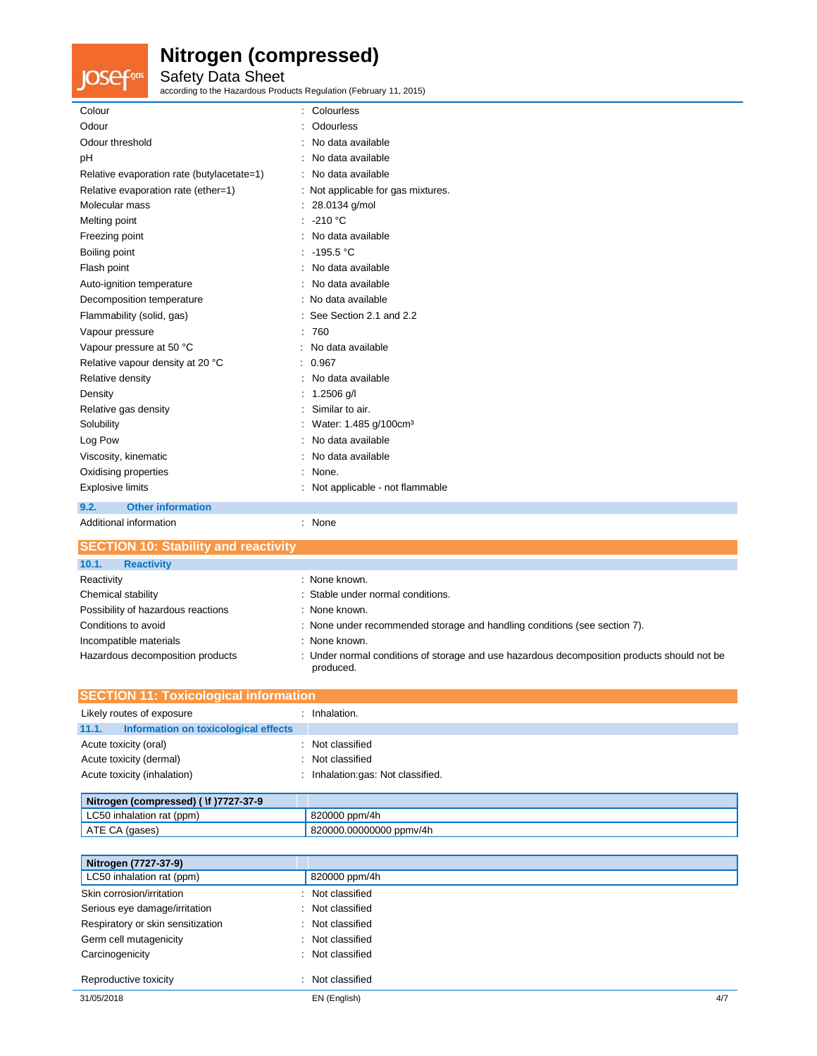| | |
|---|---|
| Colour | : Colourless |
| Odour | : Odourless |
| Odour threshold | : No data available |
| pH | : No data available |
| Relative evaporation rate (butylacetate=1) | : No data available |
| Relative evaporation rate (ether=1) | : Not applicable for gas mixtures. |
| Molecular mass | : 28.0134 g/mol |
| Melting point | : -210 °C |
| Freezing point | : No data available |
| Boiling point | : -195.5 °C |
| Flash point | : No data available |
| Auto-ignition temperature | : No data available |
| Decomposition temperature | : No data available |
| Flammability (solid, gas) | : See Section 2.1 and 2.2 |
| Vapour pressure | : 760 |
| Vapour pressure at 50 °C | : No data available |
| Relative vapour density at 20 °C | : 0.967 |
| Relative density | : No data available |
| Density | : 1.2506 g/l |
| Relative gas density | : Similar to air. |
| Solubility | : Water: 1.485 g/100cm³ |
| Log Pow | : No data available |
| Viscosity, kinematic | : No data available |
| Oxidising properties | : None. |
| Explosive limits | : Not applicable - not flammable |

### 9.2. Other information

| | |
|---|---|
| Additional information | : None |

## SECTION 10: Stability and reactivity

### 10.1. Reactivity

| | |
|---|---|
| Reactivity | : None known. |
| Chemical stability | : Stable under normal conditions. |
| Possibility of hazardous reactions | : None known. |
| Conditions to avoid | : None under recommended storage and handling conditions (see section 7). |
| Incompatible materials | : None known. |
| Hazardous decomposition products | : Under normal conditions of storage and use hazardous decomposition products should not be produced. |

## SECTION 11: Toxicological information

| | |
|---|---|
| Likely routes of exposure | : Inhalation. |

### 11.1. Information on toxicological effects

| | |
|---|---|
| Acute toxicity (oral) | : Not classified |
| Acute toxicity (dermal) | : Not classified |
| Acute toxicity (inhalation) | : Inhalation:gas: Not classified. |

| Nitrogen (compressed) ( \f )7727-37-9 | |
|---|---|
| LC50 inhalation rat (ppm) | 820000 ppm/4h |
| ATE CA (gases) | 820000.00000000 ppmv/4h |

| Nitrogen (7727-37-9) | |
|---|---|
| LC50 inhalation rat (ppm) | 820000 ppm/4h |

| | |
|---|---|
| Skin corrosion/irritation | : Not classified |
| Serious eye damage/irritation | : Not classified |
| Respiratory or skin sensitization | : Not classified |
| Germ cell mutagenicity | : Not classified |
| Carcinogenicity | : Not classified |
| Reproductive toxicity | : Not classified |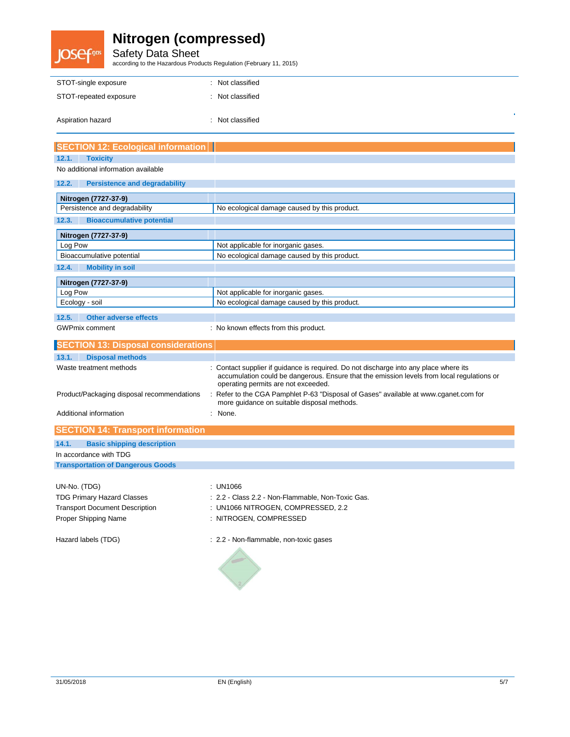| | |
|---|---|
| STOT-single exposure | : Not classified |
| STOT-repeated exposure | : Not classified |
| Aspiration hazard | : Not classified |

## SECTION 12: Ecological information

### 12.1. Toxicity

No additional information available

### 12.2. Persistence and degradability

| Nitrogen (7727-37-9) | |
|---|---|
| Persistence and degradability | No ecological damage caused by this product. |

### 12.3. Bioaccumulative potential

| Nitrogen (7727-37-9) | |
|---|---|
| Log Pow | Not applicable for inorganic gases. |
| Bioaccumulative potential | No ecological damage caused by this product. |

### 12.4. Mobility in soil

| Nitrogen (7727-37-9) | |
|---|---|
| Log Pow | Not applicable for inorganic gases. |
| Ecology - soil | No ecological damage caused by this product. |

### 12.5. Other adverse effects

GWPmix comment : No known effects from this product.

## SECTION 13: Disposal considerations

### 13.1. Disposal methods

| | |
|---|---|
| Waste treatment methods | : Contact supplier if guidance is required. Do not discharge into any place where its accumulation could be dangerous. Ensure that the emission levels from local regulations or operating permits are not exceeded. |
| Product/Packaging disposal recommendations | : Refer to the CGA Pamphlet P-63 "Disposal of Gases" available at www.cganet.com for more guidance on suitable disposal methods. |
| Additional information | : None. |

## SECTION 14: Transport information

### 14.1. Basic shipping description

In accordance with TDG

**Transportation of Dangerous Goods**

| | |
|---|---|
| UN-No. (TDG) | : UN1066 |
| TDG Primary Hazard Classes | : 2.2 - Class 2.2 - Non-Flammable, Non-Toxic Gas. |
| Transport Document Description | : UN1066 NITROGEN, COMPRESSED, 2.2 |
| Proper Shipping Name | : NITROGEN, COMPRESSED |
| Hazard labels (TDG) | : 2.2 - Non-flammable, non-toxic gases |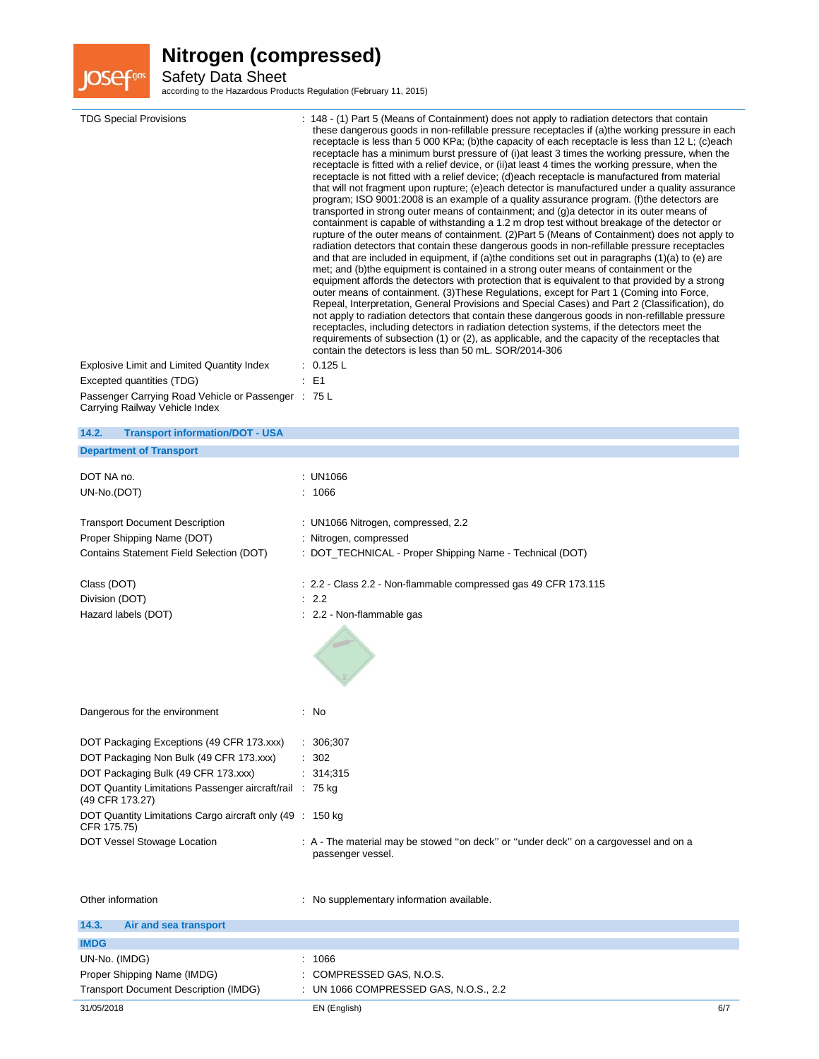| | |
|---|---|
| TDG Special Provisions | : 148 - (1) Part 5 (Means of Containment) does not apply to radiation detectors that contain these dangerous goods in non-refillable pressure receptacles if (a)the working pressure in each receptacle is less than 5 000 KPa; (b)the capacity of each receptacle is less than 12 L; (c)each receptacle has a minimum burst pressure of (i)at least 3 times the working pressure, when the receptacle is fitted with a relief device, or (ii)at least 4 times the working pressure, when the receptacle is not fitted with a relief device; (d)each receptacle is manufactured from material that will not fragment upon rupture; (e)each detector is manufactured under a quality assurance program; ISO 9001:2008 is an example of a quality assurance program. (f)the detectors are transported in strong outer means of containment; and (g)a detector in its outer means of containment is capable of withstanding a 1.2 m drop test without breakage of the detector or rupture of the outer means of containment. (2)Part 5 (Means of Containment) does not apply to radiation detectors that contain these dangerous goods in non-refillable pressure receptacles and that are included in equipment, if (a)the conditions set out in paragraphs (1)(a) to (e) are met; and (b)the equipment is contained in a strong outer means of containment or the equipment affords the detectors with protection that is equivalent to that provided by a strong outer means of containment. (3)These Regulations, except for Part 1 (Coming into Force, Repeal, Interpretation, General Provisions and Special Cases) and Part 2 (Classification), do not apply to radiation detectors that contain these dangerous goods in non-refillable pressure receptacles, including detectors in radiation detection systems, if the detectors meet the requirements of subsection (1) or (2), as applicable, and the capacity of the receptacles that contain the detectors is less than 50 mL. SOR/2014-306 |
| Explosive Limit and Limited Quantity Index | : 0.125 L |
| Excepted quantities (TDG) | : E1 |
| Passenger Carrying Road Vehicle or Passenger Carrying Railway Vehicle Index | : 75 L |

## 14.2. Transport information/DOT - USA

**Department of Transport**

| | |
|---|---|
| DOT NA no. | : UN1066 |
| UN-No.(DOT) | : 1066 |
| Transport Document Description | : UN1066 Nitrogen, compressed, 2.2 |
| Proper Shipping Name (DOT) | : Nitrogen, compressed |
| Contains Statement Field Selection (DOT) | : DOT_TECHNICAL - Proper Shipping Name - Technical (DOT) |
| Class (DOT) | : 2.2 - Class 2.2 - Non-flammable compressed gas 49 CFR 173.115 |
| Division (DOT) | : 2.2 |
| Hazard labels (DOT) | : 2.2 - Non-flammable gas |
| Dangerous for the environment | : No |
| DOT Packaging Exceptions (49 CFR 173.xxx) | : 306;307 |
| DOT Packaging Non Bulk (49 CFR 173.xxx) | : 302 |
| DOT Packaging Bulk (49 CFR 173.xxx) | : 314;315 |
| DOT Quantity Limitations Passenger aircraft/rail (49 CFR 173.27) | : 75 kg |
| DOT Quantity Limitations Cargo aircraft only (49 CFR 175.75) | : 150 kg |
| DOT Vessel Stowage Location | : A - The material may be stowed ''on deck'' or ''under deck'' on a cargovessel and on a passenger vessel. |
| Other information | : No supplementary information available. |

## 14.3. Air and sea transport

**IMDG**

| | |
|---|---|
| UN-No. (IMDG) | : 1066 |
| Proper Shipping Name (IMDG) | : COMPRESSED GAS, N.O.S. |
| Transport Document Description (IMDG) | : UN 1066 COMPRESSED GAS, N.O.S., 2.2 |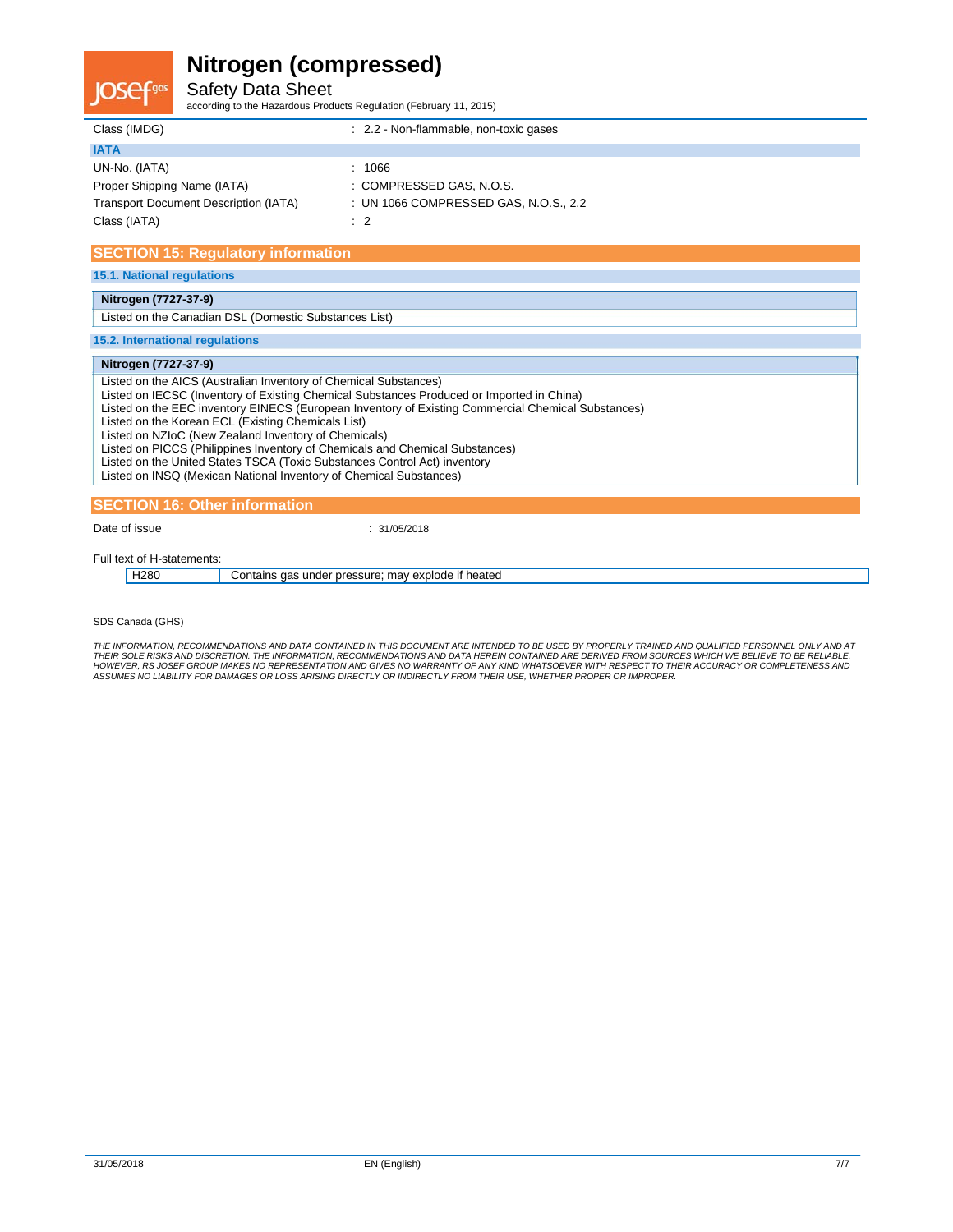Class (IMDG) : 2.2 - Non-flammable, non-toxic gases

**IATA**

UN-No. (IATA) : 1066

Proper Shipping Name (IATA) : COMPRESSED GAS, N.O.S.

Transport Document Description (IATA) : UN 1066 COMPRESSED GAS, N.O.S., 2.2

Class (IATA) : 2

## SECTION 15: Regulatory information

### 15.1. National regulations

**Nitrogen (7727-37-9)**

Listed on the Canadian DSL (Domestic Substances List)

### 15.2. International regulations

**Nitrogen (7727-37-9)**

Listed on the AICS (Australian Inventory of Chemical Substances)
Listed on IECSC (Inventory of Existing Chemical Substances Produced or Imported in China)
Listed on the EEC inventory EINECS (European Inventory of Existing Commercial Chemical Substances)
Listed on the Korean ECL (Existing Chemicals List)
Listed on NZIoC (New Zealand Inventory of Chemicals)
Listed on PICCS (Philippines Inventory of Chemicals and Chemical Substances)
Listed on the United States TSCA (Toxic Substances Control Act) inventory
Listed on INSQ (Mexican National Inventory of Chemical Substances)

## SECTION 16: Other information

Date of issue : 31/05/2018

Full text of H-statements:

| | |
|---|---|
| H280 | Contains gas under pressure; may explode if heated |

SDS Canada (GHS)

*THE INFORMATION, RECOMMENDATIONS AND DATA CONTAINED IN THIS DOCUMENT ARE INTENDED TO BE USED BY PROPERLY TRAINED AND QUALIFIED PERSONNEL ONLY AND AT THEIR SOLE RISKS AND DISCRETION. THE INFORMATION, RECOMMENDATIONS AND DATA HEREIN CONTAINED ARE DERIVED FROM SOURCES WHICH WE BELIEVE TO BE RELIABLE. HOWEVER, RS JOSEF GROUP MAKES NO REPRESENTATION AND GIVES NO WARRANTY OF ANY KIND WHATSOEVER WITH RESPECT TO THEIR ACCURACY OR COMPLETENESS AND ASSUMES NO LIABILITY FOR DAMAGES OR LOSS ARISING DIRECTLY OR INDIRECTLY FROM THEIR USE, WHETHER PROPER OR IMPROPER.*